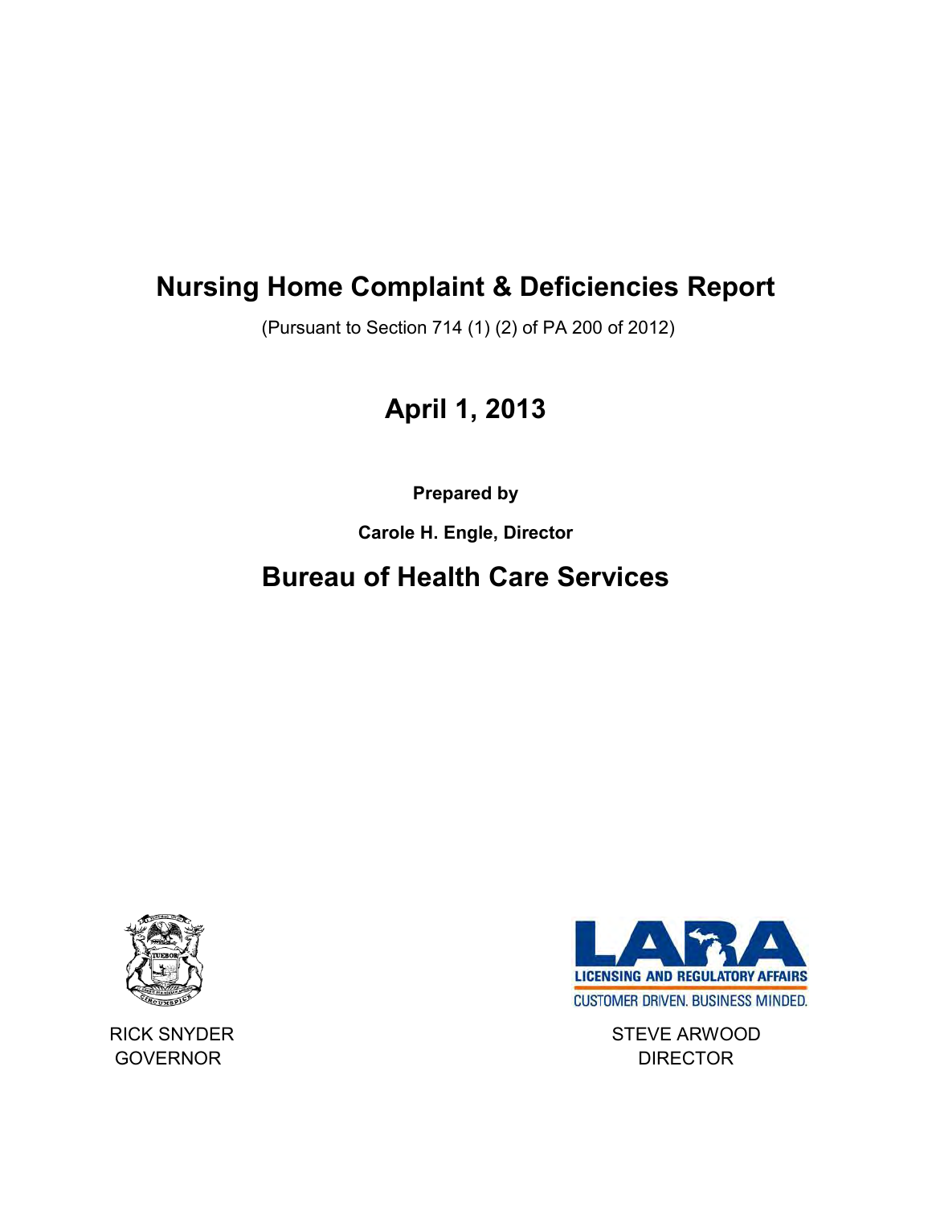# Nursing Home Complaint & Deficiencies Report

(Pursuant to Section 714 (1) (2) of PA 200 of 2012)

## April 1, 2013

**Prepared by**

**Carole H. Engle, Director**

## Bureau of Health Care Services

LARA
LICENSING AND REGULATORY AFFAIRS
CUSTOMER DRIVEN. BUSINESS MINDED.

RICK SNYDER
GOVERNOR

STEVE ARWOOD
DIRECTOR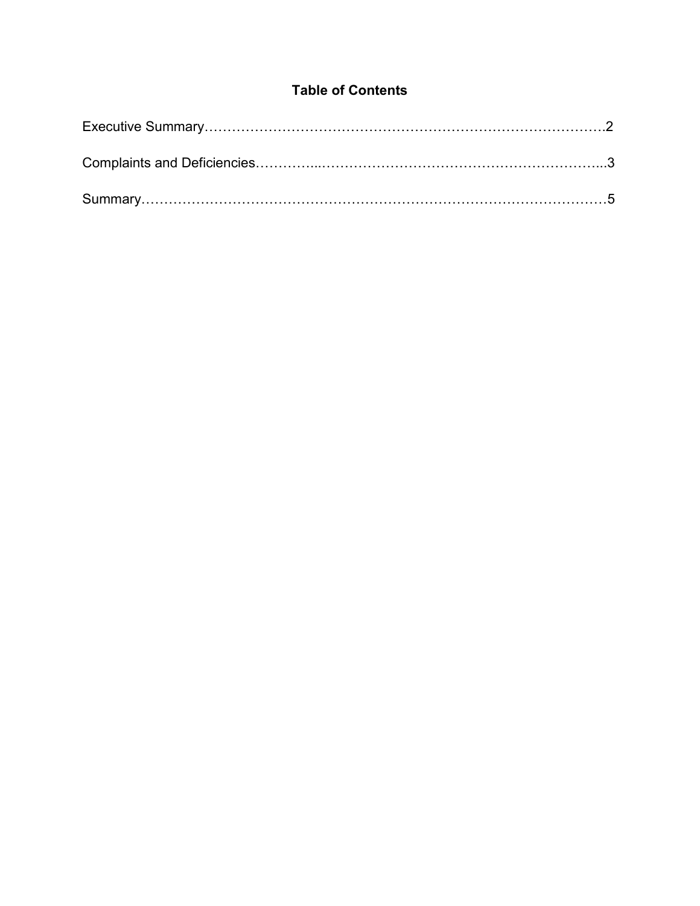# Table of Contents

Executive Summary…………………………………………………………………………….2

Complaints and Deficiencies…………...………………………………………………………...3

Summary…………………………………………………………………………………………5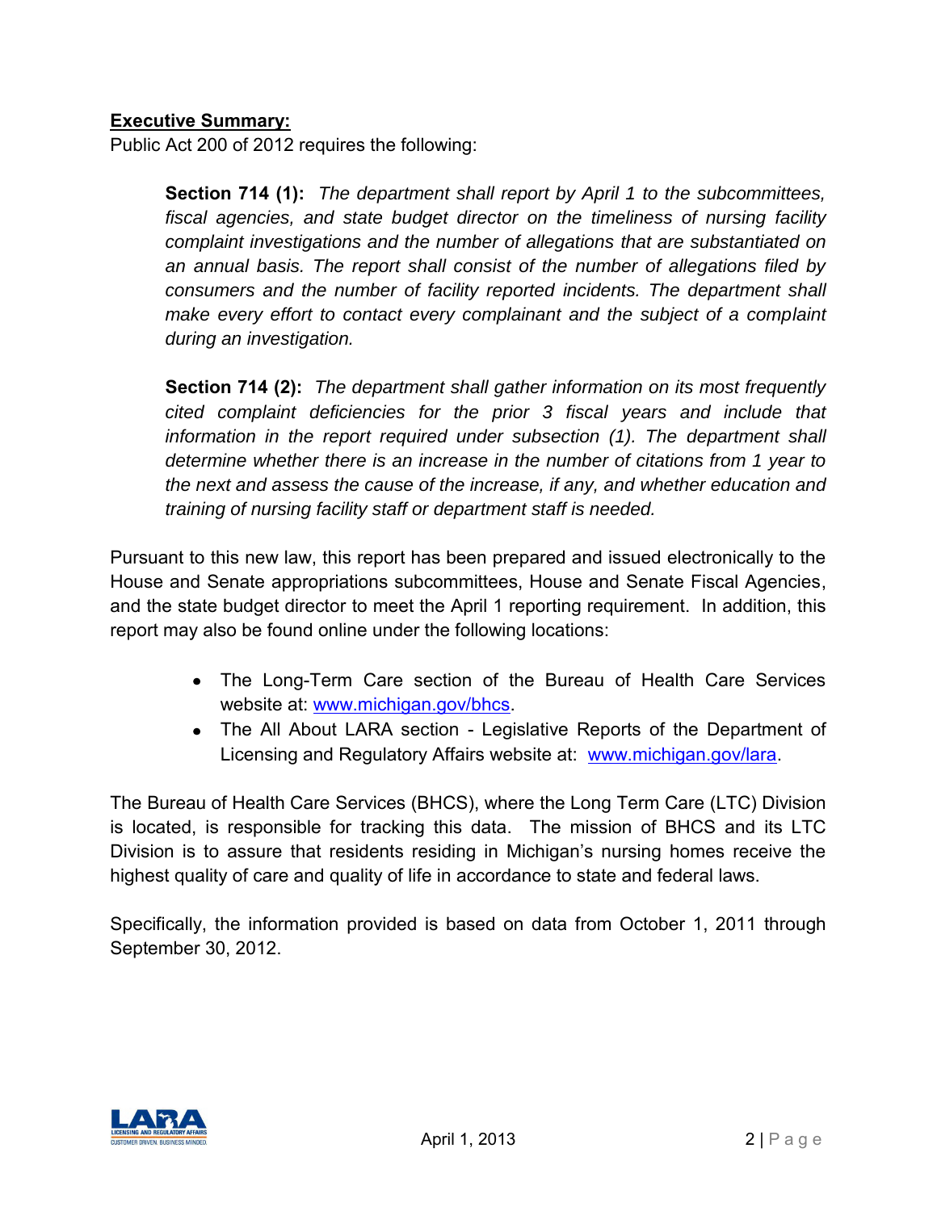**Executive Summary:**

Public Act 200 of 2012 requires the following:

> **Section 714 (1):** *The department shall report by April 1 to the subcommittees, fiscal agencies, and state budget director on the timeliness of nursing facility complaint investigations and the number of allegations that are substantiated on an annual basis. The report shall consist of the number of allegations filed by consumers and the number of facility reported incidents. The department shall make every effort to contact every complainant and the subject of a complaint during an investigation.*
>
> **Section 714 (2):** *The department shall gather information on its most frequently cited complaint deficiencies for the prior 3 fiscal years and include that information in the report required under subsection (1). The department shall determine whether there is an increase in the number of citations from 1 year to the next and assess the cause of the increase, if any, and whether education and training of nursing facility staff or department staff is needed.*

Pursuant to this new law, this report has been prepared and issued electronically to the House and Senate appropriations subcommittees, House and Senate Fiscal Agencies, and the state budget director to meet the April 1 reporting requirement. In addition, this report may also be found online under the following locations:

- The Long-Term Care section of the Bureau of Health Care Services website at: www.michigan.gov/bhcs.
- The All About LARA section - Legislative Reports of the Department of Licensing and Regulatory Affairs website at: www.michigan.gov/lara.

The Bureau of Health Care Services (BHCS), where the Long Term Care (LTC) Division is located, is responsible for tracking this data. The mission of BHCS and its LTC Division is to assure that residents residing in Michigan's nursing homes receive the highest quality of care and quality of life in accordance to state and federal laws.

Specifically, the information provided is based on data from October 1, 2011 through September 30, 2012.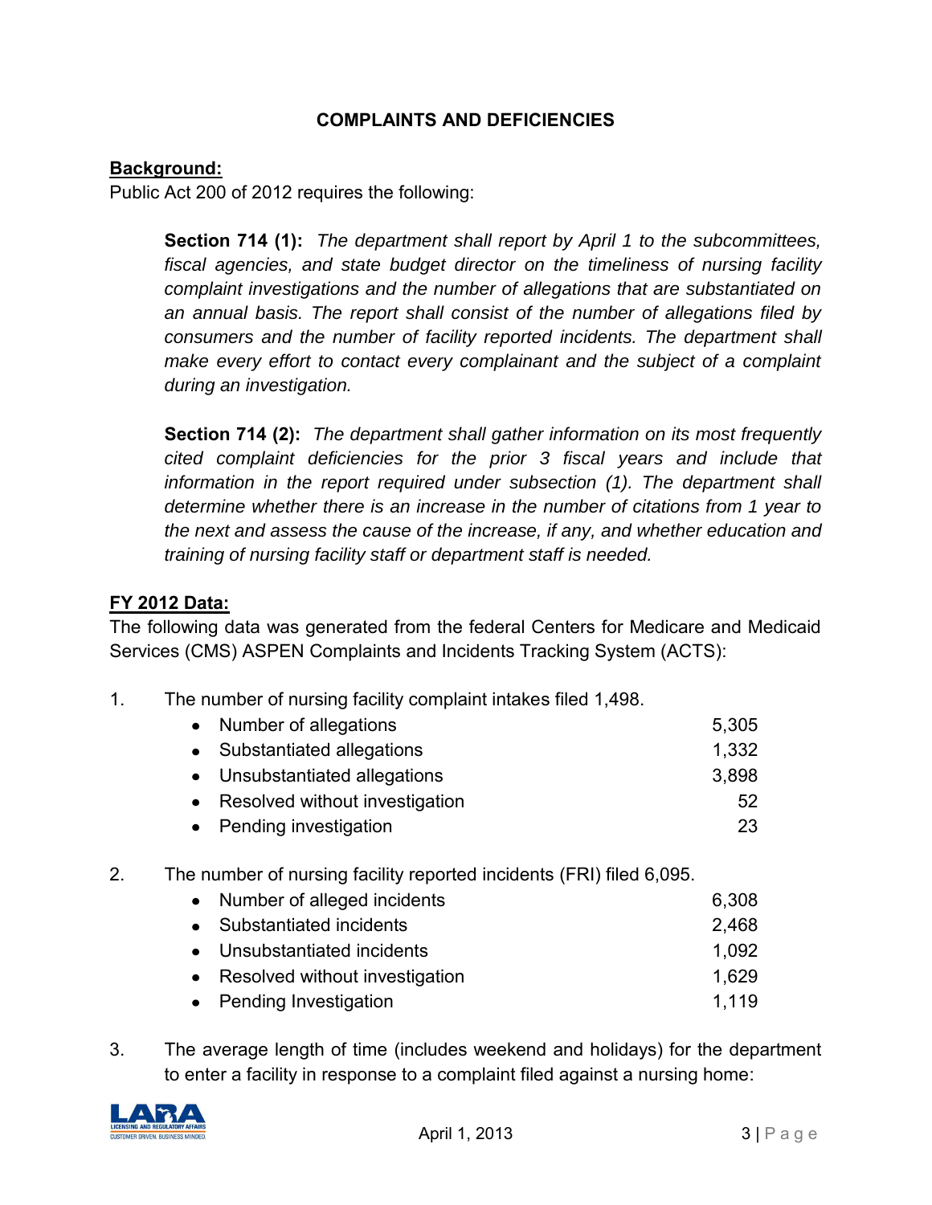## COMPLAINTS AND DEFICIENCIES

**Background:**

Public Act 200 of 2012 requires the following:

> **Section 714 (1):** *The department shall report by April 1 to the subcommittees, fiscal agencies, and state budget director on the timeliness of nursing facility complaint investigations and the number of allegations that are substantiated on an annual basis. The report shall consist of the number of allegations filed by consumers and the number of facility reported incidents. The department shall make every effort to contact every complainant and the subject of a complaint during an investigation.*
>
> **Section 714 (2):** *The department shall gather information on its most frequently cited complaint deficiencies for the prior 3 fiscal years and include that information in the report required under subsection (1). The department shall determine whether there is an increase in the number of citations from 1 year to the next and assess the cause of the increase, if any, and whether education and training of nursing facility staff or department staff is needed.*

**FY 2012 Data:**

The following data was generated from the federal Centers for Medicare and Medicaid Services (CMS) ASPEN Complaints and Incidents Tracking System (ACTS):

1. The number of nursing facility complaint intakes filed 1,498.
   - Number of allegations 5,305
   - Substantiated allegations 1,332
   - Unsubstantiated allegations 3,898
   - Resolved without investigation 52
   - Pending investigation 23

2. The number of nursing facility reported incidents (FRI) filed 6,095.
   - Number of alleged incidents 6,308
   - Substantiated incidents 2,468
   - Unsubstantiated incidents 1,092
   - Resolved without investigation 1,629
   - Pending Investigation 1,119

3. The average length of time (includes weekend and holidays) for the department to enter a facility in response to a complaint filed against a nursing home: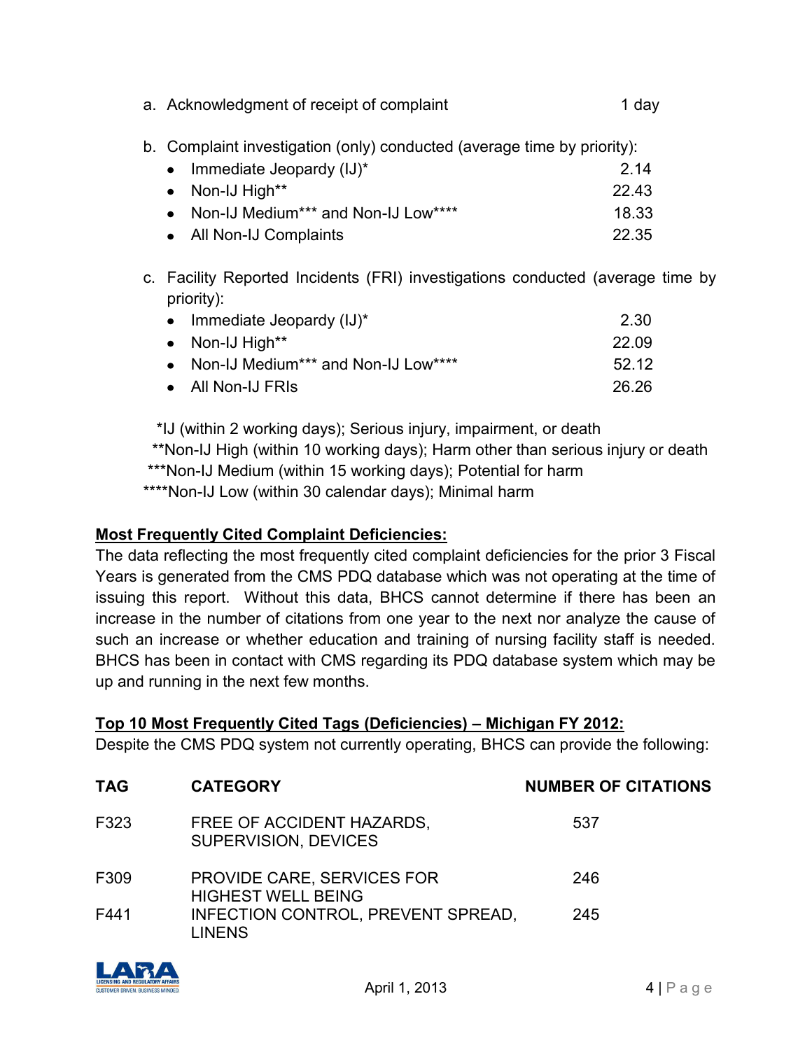a. Acknowledgment of receipt of complaint 1 day

b. Complaint investigation (only) conducted (average time by priority):

- Immediate Jeopardy (IJ)* 2.14
- Non-IJ High** 22.43
- Non-IJ Medium*** and Non-IJ Low**** 18.33
- All Non-IJ Complaints 22.35

c. Facility Reported Incidents (FRI) investigations conducted (average time by priority):

- Immediate Jeopardy (IJ)* 2.30
- Non-IJ High** 22.09
- Non-IJ Medium*** and Non-IJ Low**** 52.12
- All Non-IJ FRIs 26.26

*IJ (within 2 working days); Serious injury, impairment, or death
**Non-IJ High (within 10 working days); Harm other than serious injury or death
***Non-IJ Medium (within 15 working days); Potential for harm
****Non-IJ Low (within 30 calendar days); Minimal harm

**<u>Most Frequently Cited Complaint Deficiencies:</u>**
The data reflecting the most frequently cited complaint deficiencies for the prior 3 Fiscal Years is generated from the CMS PDQ database which was not operating at the time of issuing this report. Without this data, BHCS cannot determine if there has been an increase in the number of citations from one year to the next nor analyze the cause of such an increase or whether education and training of nursing facility staff is needed. BHCS has been in contact with CMS regarding its PDQ database system which may be up and running in the next few months.

**<u>Top 10 Most Frequently Cited Tags (Deficiencies) – Michigan FY 2012:</u>**
Despite the CMS PDQ system not currently operating, BHCS can provide the following:

| TAG | CATEGORY | NUMBER OF CITATIONS |
|---|---|---|
| F323 | FREE OF ACCIDENT HAZARDS, SUPERVISION, DEVICES | 537 |
| F309 | PROVIDE CARE, SERVICES FOR HIGHEST WELL BEING | 246 |
| F441 | INFECTION CONTROL, PREVENT SPREAD, LINENS | 245 |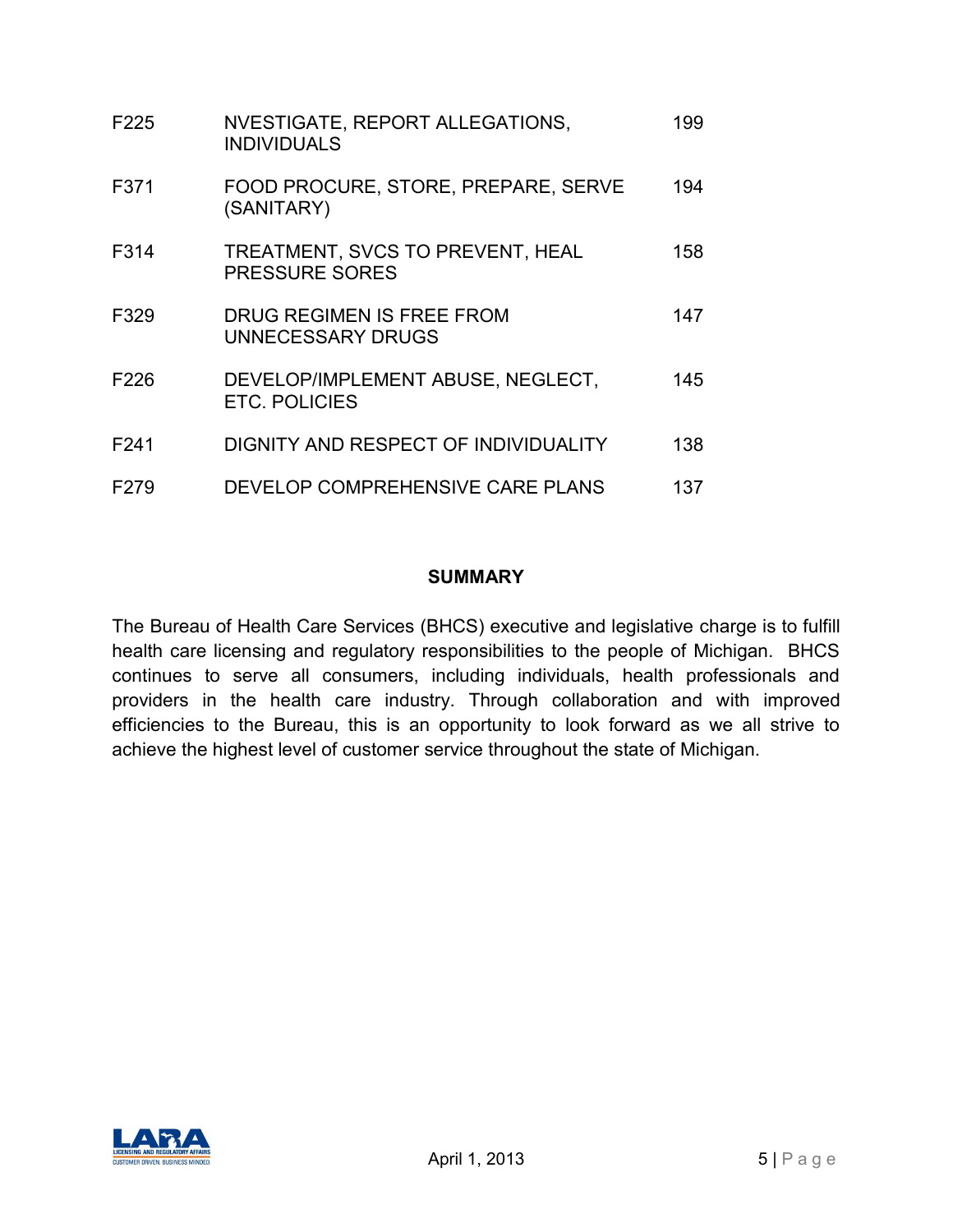| | | |
|---|---|---|
| F225 | NVESTIGATE, REPORT ALLEGATIONS, INDIVIDUALS | 199 |
| F371 | FOOD PROCURE, STORE, PREPARE, SERVE (SANITARY) | 194 |
| F314 | TREATMENT, SVCS TO PREVENT, HEAL PRESSURE SORES | 158 |
| F329 | DRUG REGIMEN IS FREE FROM UNNECESSARY DRUGS | 147 |
| F226 | DEVELOP/IMPLEMENT ABUSE, NEGLECT, ETC. POLICIES | 145 |
| F241 | DIGNITY AND RESPECT OF INDIVIDUALITY | 138 |
| F279 | DEVELOP COMPREHENSIVE CARE PLANS | 137 |

## SUMMARY

The Bureau of Health Care Services (BHCS) executive and legislative charge is to fulfill health care licensing and regulatory responsibilities to the people of Michigan. BHCS continues to serve all consumers, including individuals, health professionals and providers in the health care industry. Through collaboration and with improved efficiencies to the Bureau, this is an opportunity to look forward as we all strive to achieve the highest level of customer service throughout the state of Michigan.